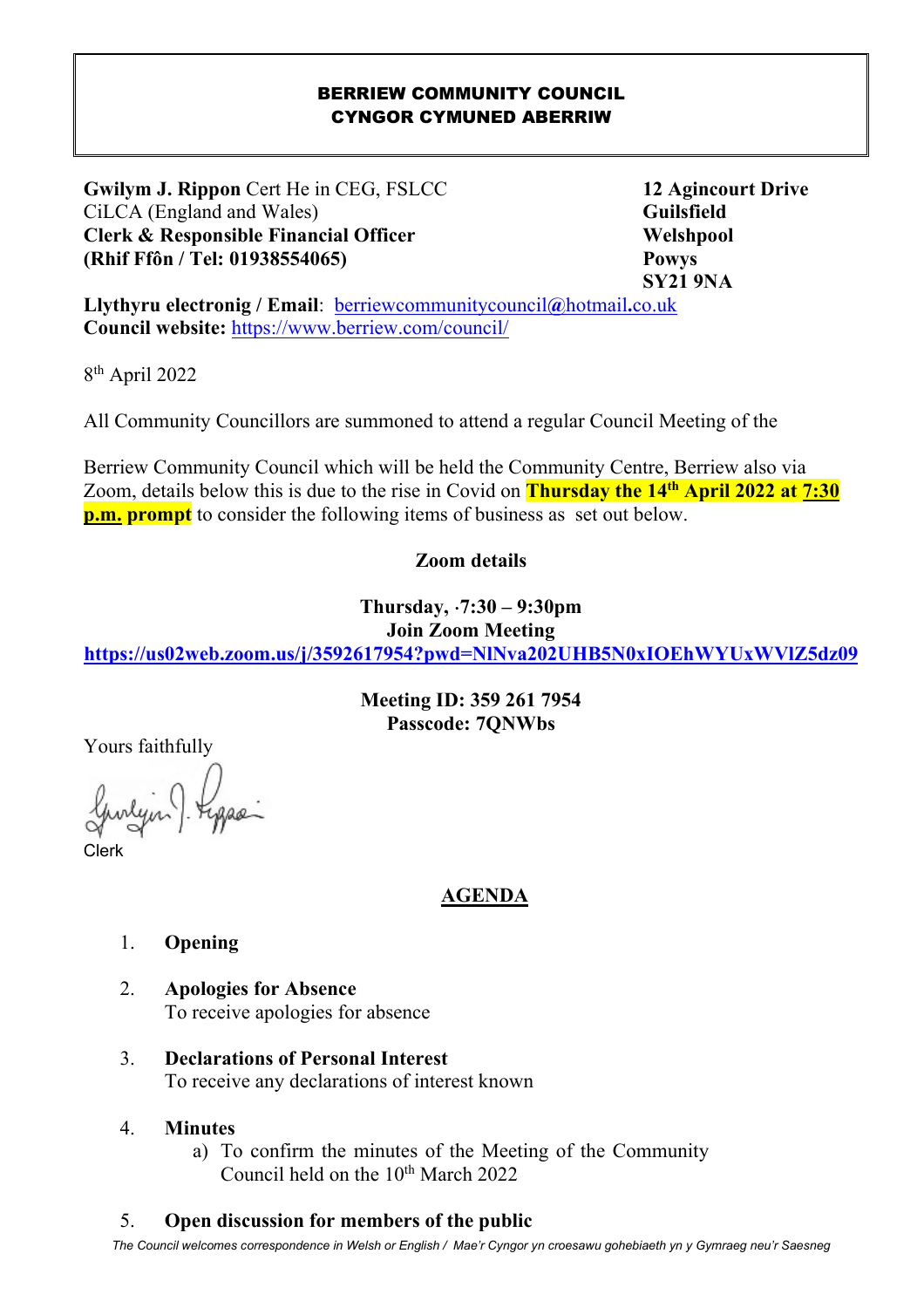# BERRIEW COMMUNITY COUNCIL
# CYNGOR CYMUNED ABERRIW

**Gwilym J. Rippon** Cert He in CEG, FSLCC
CiLCA (England and Wales)
**Clerk & Responsible Financial Officer**
**(Rhif Ffôn / Tel: 01938554065)**

**12 Agincourt Drive**
**Guilsfield**
**Welshpool**
**Powys**
**SY21 9NA**

**Llythyru electronig / Email**: berriewcommunitycouncil@hotmail.co.uk
**Council website:** https://www.berriew.com/council/

8th April 2022

All Community Councillors are summoned to attend a regular Council Meeting of the

Berriew Community Council which will be held the Community Centre, Berriew also via Zoom, details below this is due to the rise in Covid on **Thursday the 14th April 2022 at 7:30 p.m. prompt** to consider the following items of business as set out below.

**Zoom details**

**Thursday, ·7:30 – 9:30pm**
**Join Zoom Meeting**
**https://us02web.zoom.us/j/3592617954?pwd=NlNva202UHB5N0xIOEhWYUxWVlZ5dz09**

**Meeting ID: 359 261 7954**
**Passcode: 7QNWbs**

Yours faithfully

Clerk

## AGENDA

1. **Opening**

2. **Apologies for Absence**
   To receive apologies for absence

3. **Declarations of Personal Interest**
   To receive any declarations of interest known

4. **Minutes**
   a) To confirm the minutes of the Meeting of the Community Council held on the 10th March 2022

5. **Open discussion for members of the public**

*The Council welcomes correspondence in Welsh or English / Mae'r Cyngor yn croesawu gohebiaeth yn y Gymraeg neu'r Saesneg*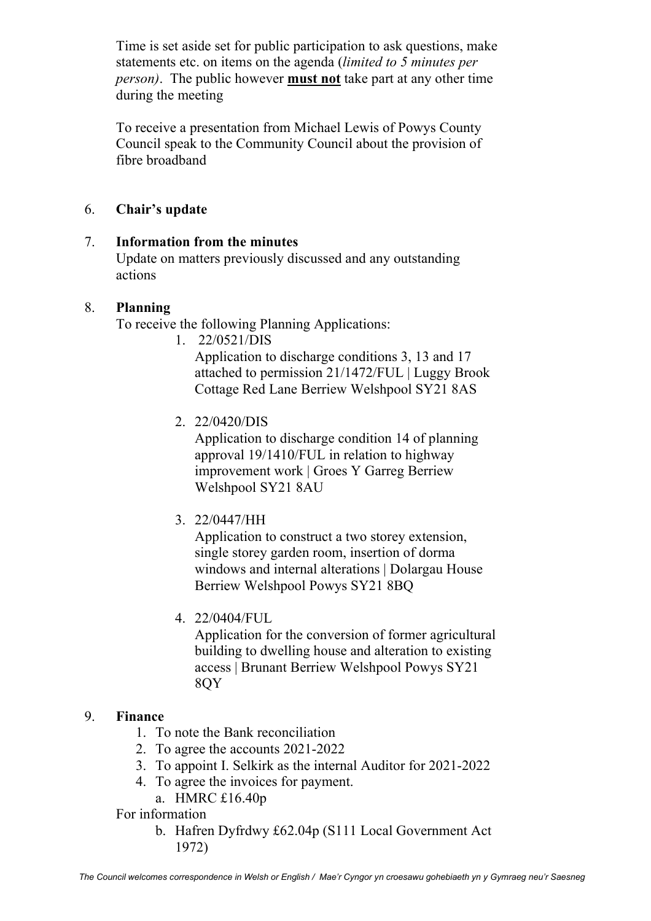Time is set aside set for public participation to ask questions, make statements etc. on items on the agenda (*limited to 5 minutes per person)*. The public however **must not** take part at any other time during the meeting

To receive a presentation from Michael Lewis of Powys County Council speak to the Community Council about the provision of fibre broadband

6. **Chair's update**

7. **Information from the minutes**
   Update on matters previously discussed and any outstanding actions

8. **Planning**
   To receive the following Planning Applications:
   1. 22/0521/DIS
      Application to discharge conditions 3, 13 and 17 attached to permission 21/1472/FUL | Luggy Brook Cottage Red Lane Berriew Welshpool SY21 8AS
   2. 22/0420/DIS
      Application to discharge condition 14 of planning approval 19/1410/FUL in relation to highway improvement work | Groes Y Garreg Berriew Welshpool SY21 8AU
   3. 22/0447/HH
      Application to construct a two storey extension, single storey garden room, insertion of dorma windows and internal alterations | Dolargau House Berriew Welshpool Powys SY21 8BQ
   4. 22/0404/FUL
      Application for the conversion of former agricultural building to dwelling house and alteration to existing access | Brunant Berriew Welshpool Powys SY21 8QY

9. **Finance**
   1. To note the Bank reconciliation
   2. To agree the accounts 2021-2022
   3. To appoint I. Selkirk as the internal Auditor for 2021-2022
   4. To agree the invoices for payment.
      a. HMRC £16.40p

   For information
      b. Hafren Dyfrdwy £62.04p (S111 Local Government Act 1972)

*The Council welcomes correspondence in Welsh or English / Mae'r Cyngor yn croesawu gohebiaeth yn y Gymraeg neu'r Saesneg*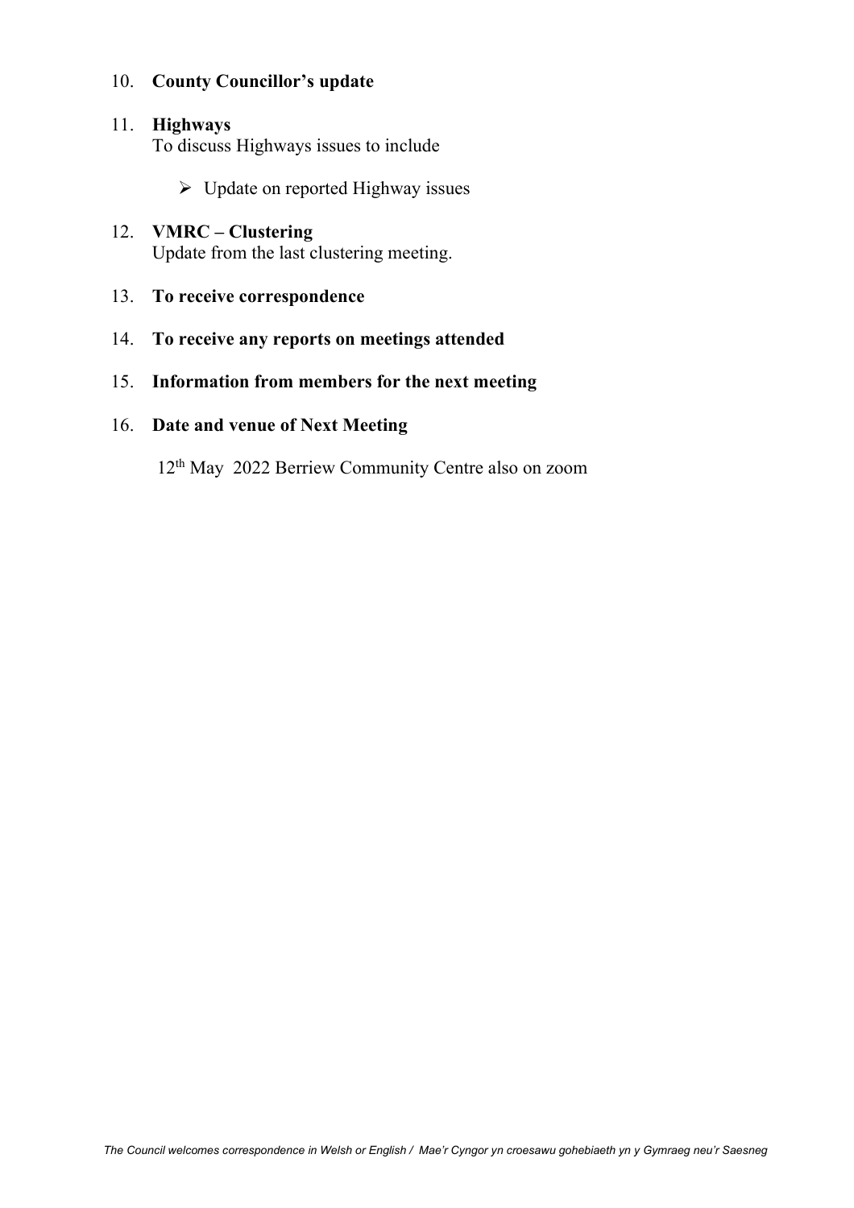10. **County Councillor's update**

11. **Highways**
    To discuss Highways issues to include

    - Update on reported Highway issues

12. **VMRC – Clustering**
    Update from the last clustering meeting.

13. **To receive correspondence**

14. **To receive any reports on meetings attended**

15. **Information from members for the next meeting**

16. **Date and venue of Next Meeting**

    12th May 2022 Berriew Community Centre also on zoom

*The Council welcomes correspondence in Welsh or English / Mae'r Cyngor yn croesawu gohebiaeth yn y Gymraeg neu'r Saesneg*